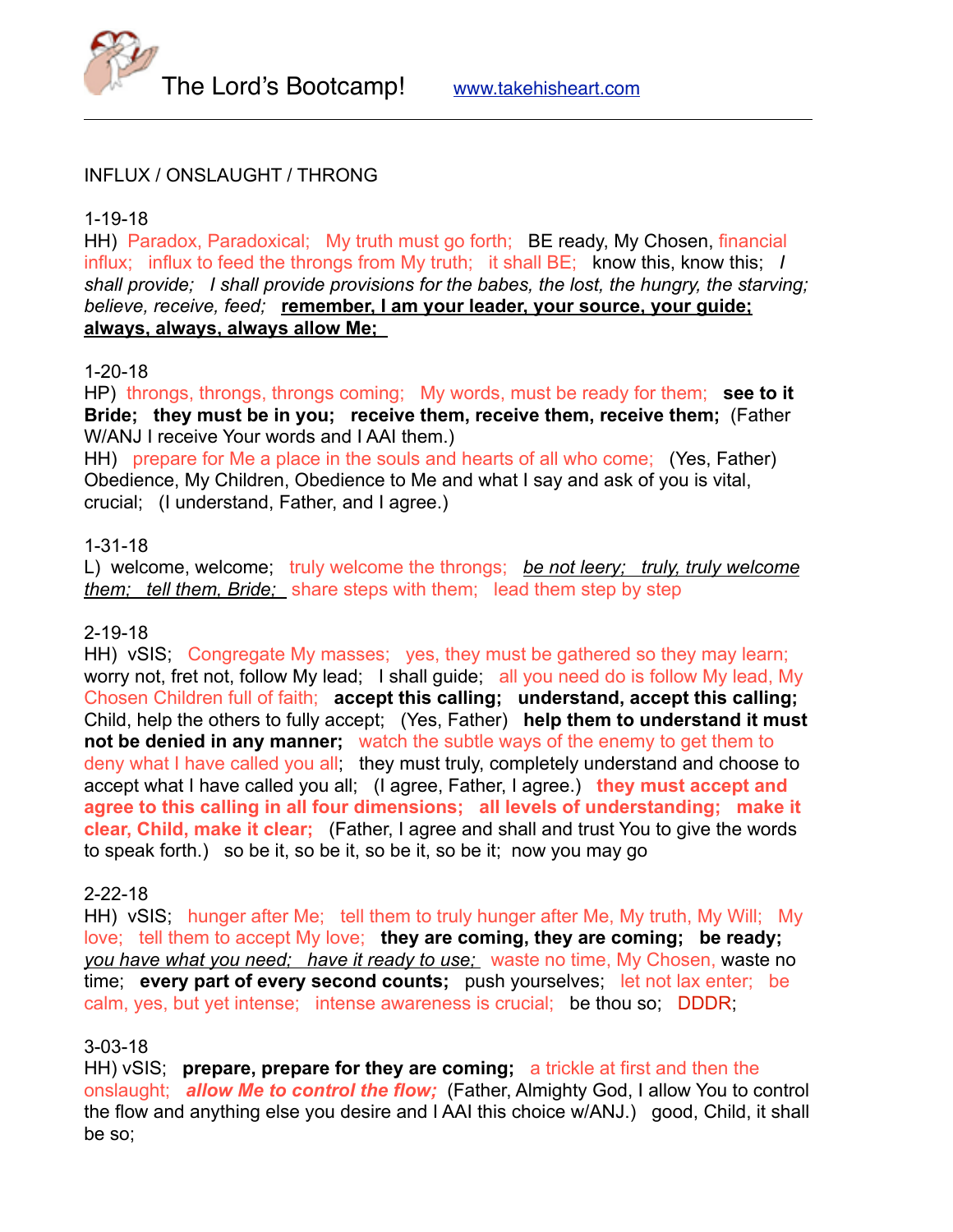The Lord's Bootcamp! www.takehisheart.com

INFLUX / ONSLAUGHT / THRONG

1-19-18

HH) Paradox, Paradoxical; My truth must go forth; BE ready, My Chosen, financial influx; influx to feed the throngs from My truth; it shall BE; know this, know this; *I shall provide; I shall provide provisions for the babes, the lost, the hungry, the starving; believe, receive, feed;* **remember, I am your leader, your source, your guide; always, always, always allow Me;**

1-20-18

HP) throngs, throngs, throngs coming; My words, must be ready for them; **see to it Bride; they must be in you; receive them, receive them, receive them;** (Father W/ANJ I receive Your words and I AAI them.)

HH) prepare for Me a place in the souls and hearts of all who come; (Yes, Father) Obedience, My Children, Obedience to Me and what I say and ask of you is vital, crucial; (I understand, Father, and I agree.)

1-31-18

L) welcome, welcome; truly welcome the throngs; *be not leery; truly, truly welcome them; tell them, Bride;* share steps with them; lead them step by step

2-19-18

HH) vSIS; Congregate My masses; yes, they must be gathered so they may learn; worry not, fret not, follow My lead; I shall guide; all you need do is follow My lead, My Chosen Children full of faith; **accept this calling; understand, accept this calling;** Child, help the others to fully accept; (Yes, Father) **help them to understand it must not be denied in any manner;** watch the subtle ways of the enemy to get them to deny what I have called you all; they must truly, completely understand and choose to accept what I have called you all; (I agree, Father, I agree.) **they must accept and agree to this calling in all four dimensions; all levels of understanding; make it clear, Child, make it clear;** (Father, I agree and shall and trust You to give the words to speak forth.) so be it, so be it, so be it, so be it; now you may go

2-22-18

HH) vSIS; hunger after Me; tell them to truly hunger after Me, My truth, My Will; My love; tell them to accept My love; **they are coming, they are coming; be ready;** *you have what you need; have it ready to use;* waste no time, My Chosen, waste no time; **every part of every second counts;** push yourselves; let not lax enter; be calm, yes, but yet intense; intense awareness is crucial; be thou so; DDDR;

3-03-18

HH) vSIS; **prepare, prepare for they are coming;** a trickle at first and then the onslaught; ***allow Me to control the flow;*** (Father, Almighty God, I allow You to control the flow and anything else you desire and I AAI this choice w/ANJ.) good, Child, it shall be so;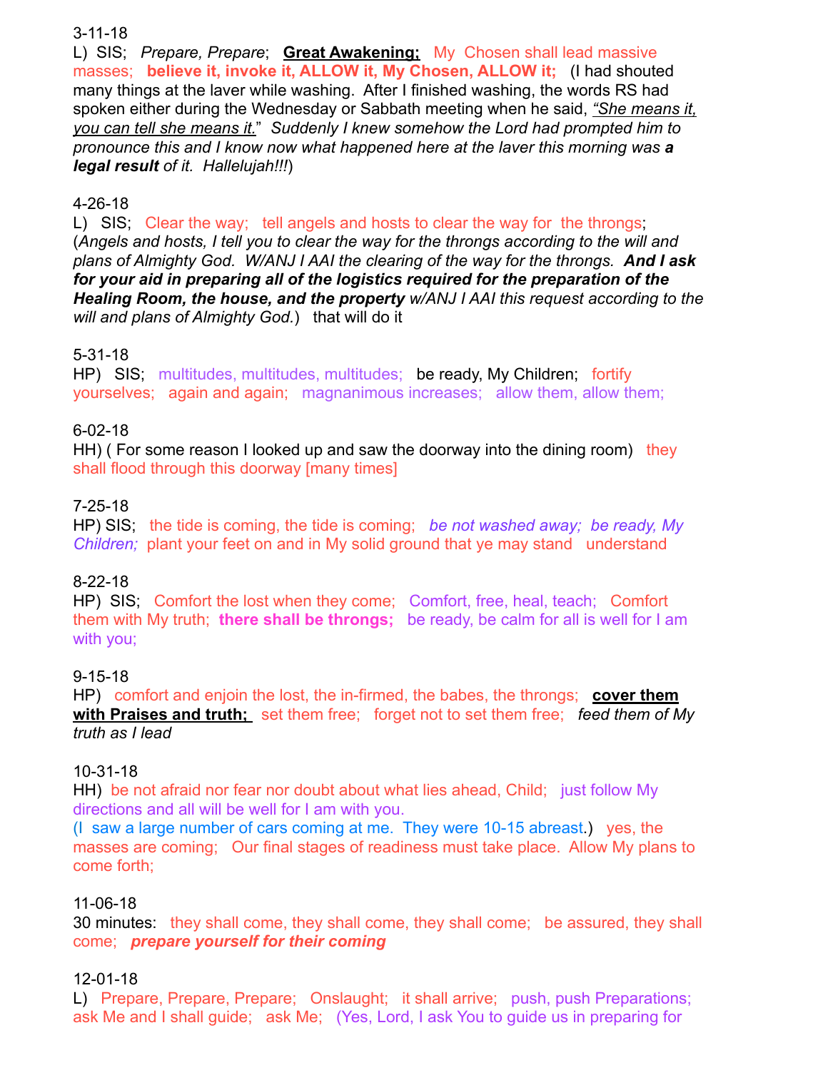3-11-18

L) SIS; *Prepare, Prepare*; **Great Awakening;** My Chosen shall lead massive masses; **believe it, invoke it, ALLOW it, My Chosen, ALLOW it;** (I had shouted many things at the laver while washing. After I finished washing, the words RS had spoken either during the Wednesday or Sabbath meeting when he said, *"She means it, you can tell she means it."* *Suddenly I knew somehow the Lord had prompted him to pronounce this and I know now what happened here at the laver this morning was **a legal result** of it. Hallelujah!!!*)

4-26-18

L) SIS; Clear the way; tell angels and hosts to clear the way for the throngs; (*Angels and hosts, I tell you to clear the way for the throngs according to the will and plans of Almighty God. W/ANJ I AAI the clearing of the way for the throngs.* ***And I ask for your aid in preparing all of the logistics required for the preparation of the Healing Room, the house, and the property*** *w/ANJ I AAI this request according to the will and plans of Almighty God.*) that will do it

5-31-18

HP) SIS; multitudes, multitudes, multitudes; be ready, My Children; fortify yourselves; again and again; magnanimous increases; allow them, allow them;

6-02-18

HH) ( For some reason I looked up and saw the doorway into the dining room) they shall flood through this doorway [many times]

7-25-18

HP) SIS; the tide is coming, the tide is coming; *be not washed away; be ready, My Children;* plant your feet on and in My solid ground that ye may stand understand

8-22-18

HP) SIS; Comfort the lost when they come; Comfort, free, heal, teach; Comfort them with My truth; **there shall be throngs;** be ready, be calm for all is well for I am with you;

9-15-18

HP) comfort and enjoin the lost, the in-firmed, the babes, the throngs; **cover them with Praises and truth;** set them free; forget not to set them free; *feed them of My truth as I lead*

10-31-18

HH) be not afraid nor fear nor doubt about what lies ahead, Child; just follow My directions and all will be well for I am with you.
(I saw a large number of cars coming at me. They were 10-15 abreast.) yes, the masses are coming; Our final stages of readiness must take place. Allow My plans to come forth;

11-06-18

30 minutes: they shall come, they shall come, they shall come; be assured, they shall come; ***prepare yourself for their coming***

12-01-18

L) Prepare, Prepare, Prepare; Onslaught; it shall arrive; push, push Preparations; ask Me and I shall guide; ask Me; (Yes, Lord, I ask You to guide us in preparing for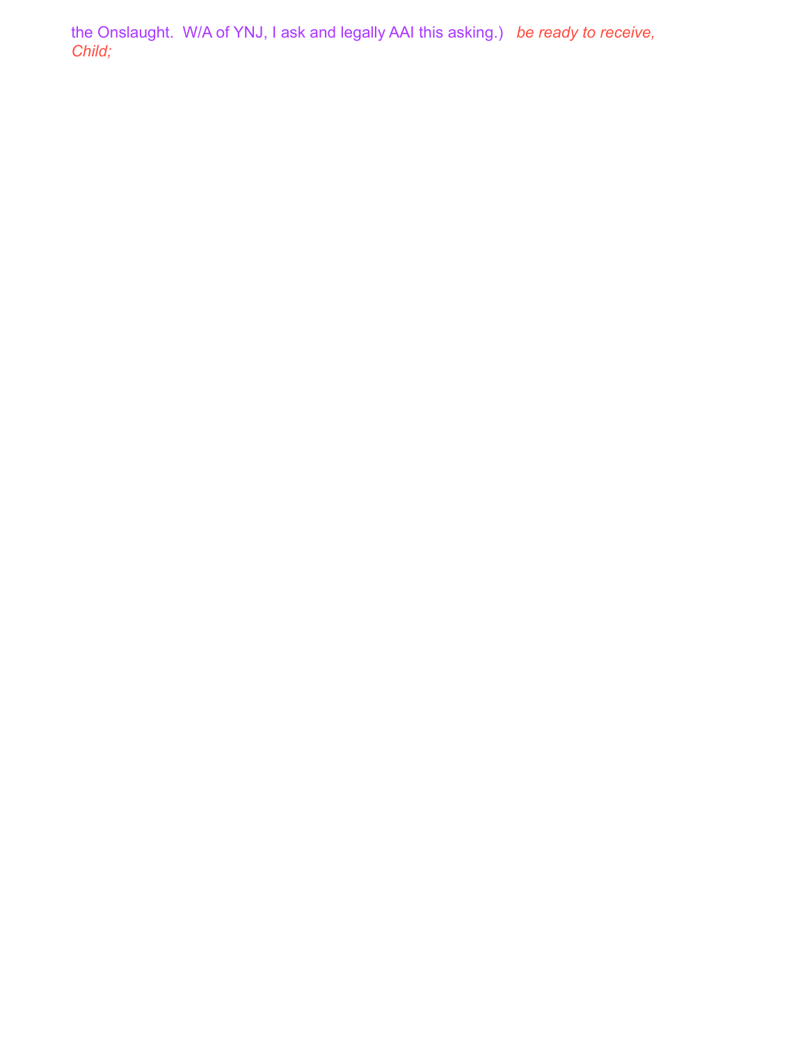the Onslaught.  W/A of YNJ, I ask and legally AAI this asking.)   *be ready to receive, Child;*